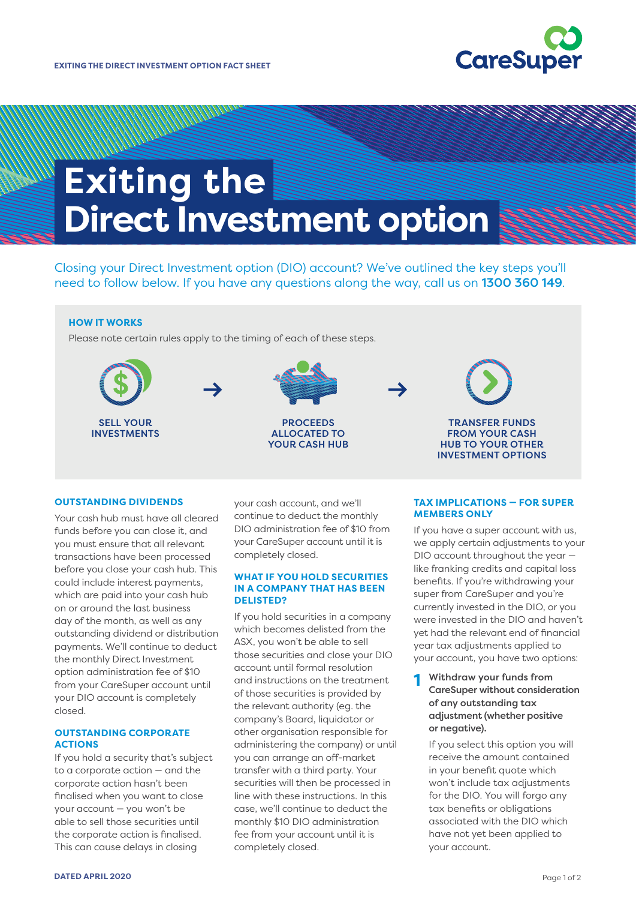EXITING THE DIRECT INVESTMENT OPTION FACT SHEET

# Exiting the Direct Investment option

Closing your Direct Investment option (DIO) account? We've outlined the key steps you'll need to follow below. If you have any questions along the way, call us on **1300 360 149**.

## HOW IT WORKS

Please note certain rules apply to the timing of each of these steps.

**SELL YOUR INVESTMENTS** → **PROCEEDS ALLOCATED TO YOUR CASH HUB** → **TRANSFER FUNDS FROM YOUR CASH HUB TO YOUR OTHER INVESTMENT OPTIONS**

### OUTSTANDING DIVIDENDS

Your cash hub must have all cleared funds before you can close it, and you must ensure that all relevant transactions have been processed before you close your cash hub. This could include interest payments, which are paid into your cash hub on or around the last business day of the month, as well as any outstanding dividend or distribution payments. We'll continue to deduct the monthly Direct Investment option administration fee of $10 from your CareSuper account until your DIO account is completely closed.

### OUTSTANDING CORPORATE ACTIONS

If you hold a security that's subject to a corporate action – and the corporate action hasn't been finalised when you want to close your account – you won't be able to sell those securities until the corporate action is finalised. This can cause delays in closing your cash account, and we'll continue to deduct the monthly DIO administration fee of $10 from your CareSuper account until it is completely closed.

### WHAT IF YOU HOLD SECURITIES IN A COMPANY THAT HAS BEEN DELISTED?

If you hold securities in a company which becomes delisted from the ASX, you won't be able to sell those securities and close your DIO account until formal resolution and instructions on the treatment of those securities is provided by the relevant authority (eg. the company's Board, liquidator or other organisation responsible for administering the company) or until you can arrange an off-market transfer with a third party. Your securities will then be processed in line with these instructions. In this case, we'll continue to deduct the monthly $10 DIO administration fee from your account until it is completely closed.

### TAX IMPLICATIONS – FOR SUPER MEMBERS ONLY

If you have a super account with us, we apply certain adjustments to your DIO account throughout the year – like franking credits and capital loss benefits. If you're withdrawing your super from CareSuper and you're currently invested in the DIO, or you were invested in the DIO and haven't yet had the relevant end of financial year tax adjustments applied to your account, you have two options:

1. **Withdraw your funds from CareSuper without consideration of any outstanding tax adjustment (whether positive or negative).**

   If you select this option you will receive the amount contained in your benefit quote which won't include tax adjustments for the DIO. You will forgo any tax benefits or obligations associated with the DIO which have not yet been applied to your account.

DATED APRIL 2020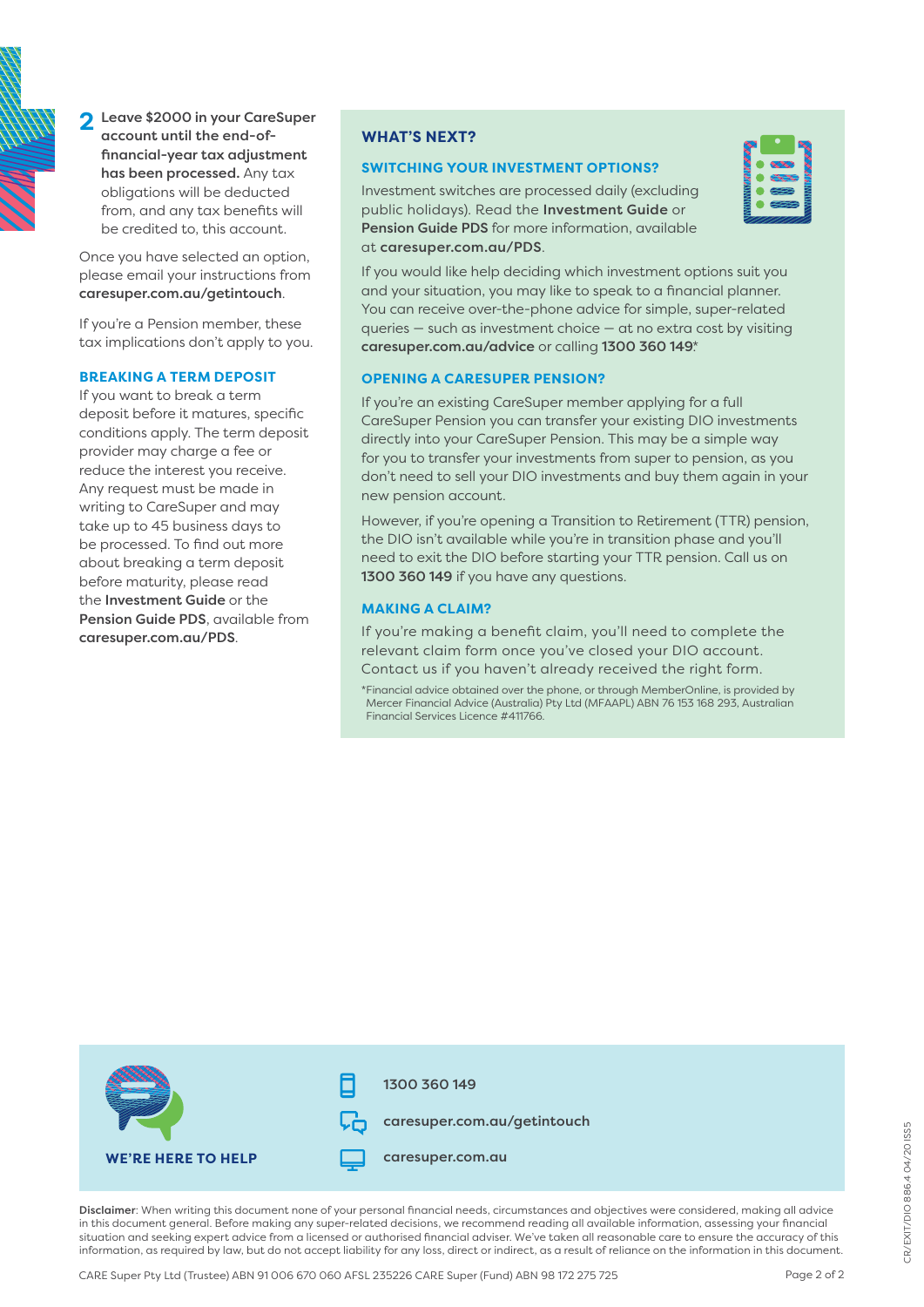2. **Leave $2000 in your CareSuper account until the end-of-financial-year tax adjustment has been processed.** Any tax obligations will be deducted from, and any tax benefits will be credited to, this account.

Once you have selected an option, please email your instructions from **caresuper.com.au/getintouch**.

If you're a Pension member, these tax implications don't apply to you.

### BREAKING A TERM DEPOSIT

If you want to break a term deposit before it matures, specific conditions apply. The term deposit provider may charge a fee or reduce the interest you receive. Any request must be made in writing to CareSuper and may take up to 45 business days to be processed. To find out more about breaking a term deposit before maturity, please read the **Investment Guide** or the **Pension Guide PDS**, available from **caresuper.com.au/PDS**.

## WHAT'S NEXT?

### SWITCHING YOUR INVESTMENT OPTIONS?

Investment switches are processed daily (excluding public holidays). Read the **Investment Guide** or **Pension Guide PDS** for more information, available at **caresuper.com.au/PDS**.

If you would like help deciding which investment options suit you and your situation, you may like to speak to a financial planner. You can receive over-the-phone advice for simple, super-related queries – such as investment choice – at no extra cost by visiting **caresuper.com.au/advice** or calling **1300 360 149**\*

### OPENING A CARESUPER PENSION?

If you're an existing CareSuper member applying for a full CareSuper Pension you can transfer your existing DIO investments directly into your CareSuper Pension. This may be a simple way for you to transfer your investments from super to pension, as you don't need to sell your DIO investments and buy them again in your new pension account.

However, if you're opening a Transition to Retirement (TTR) pension, the DIO isn't available while you're in transition phase and you'll need to exit the DIO before starting your TTR pension. Call us on **1300 360 149** if you have any questions.

### MAKING A CLAIM?

If you're making a benefit claim, you'll need to complete the relevant claim form once you've closed your DIO account. Contact us if you haven't already received the right form.

\*Financial advice obtained over the phone, or through MemberOnline, is provided by Mercer Financial Advice (Australia) Pty Ltd (MFAAPL) ABN 76 153 168 293, Australian Financial Services Licence #411766.

**WE'RE HERE TO HELP**

1300 360 149

caresuper.com.au/getintouch

caresuper.com.au

**Disclaimer**: When writing this document none of your personal financial needs, circumstances and objectives were considered, making all advice in this document general. Before making any super-related decisions, we recommend reading all available information, assessing your financial situation and seeking expert advice from a licensed or authorised financial adviser. We've taken all reasonable care to ensure the accuracy of this information, as required by law, but do not accept liability for any loss, direct or indirect, as a result of reliance on the information in this document.

CARE Super Pty Ltd (Trustee) ABN 91 006 670 060 AFSL 235226 CARE Super (Fund) ABN 98 172 275 725

CR/EXIT/DIO 886.4 04/20 ISS5